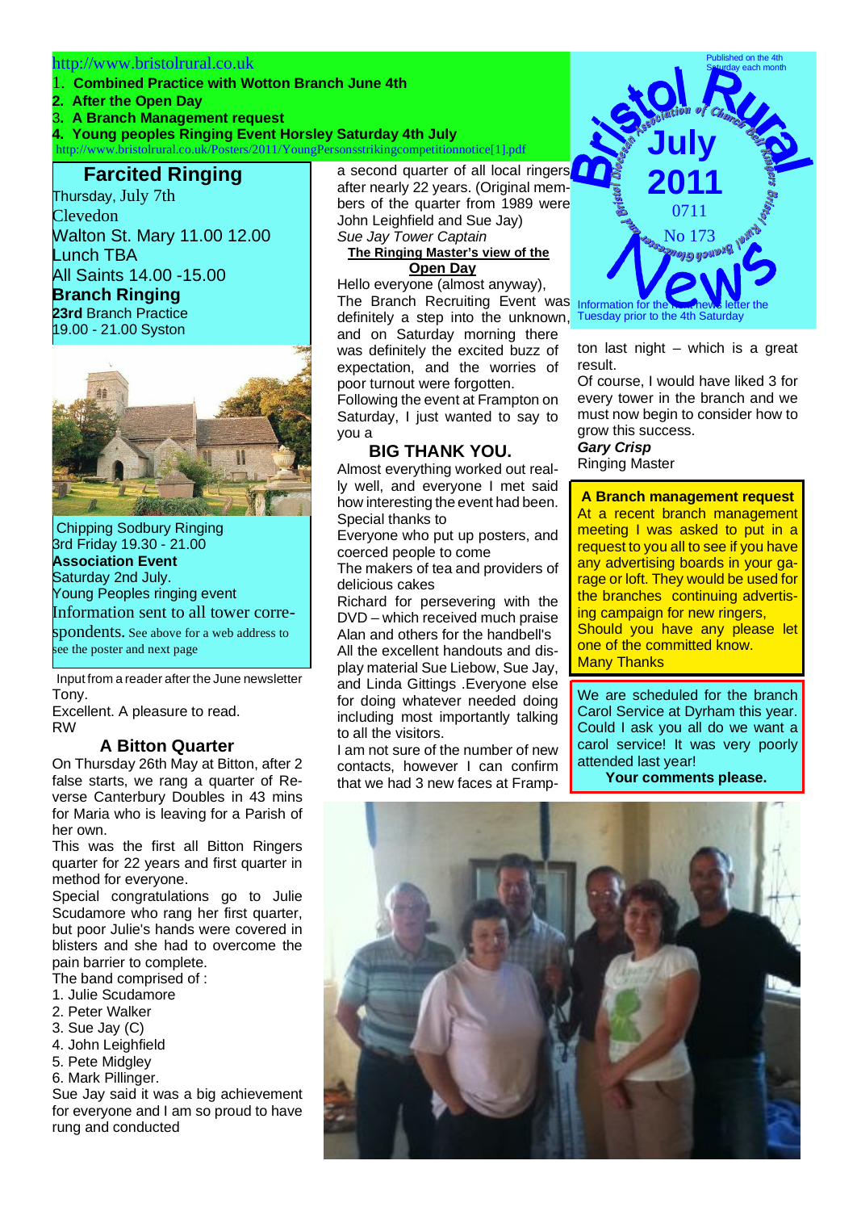http://www.bristolrural.co.uk

1. **Combined Practice with Wotton Branch June 4th**
2. **After the Open Day**
3. **A Branch Management request**
4. **Young peoples Ringing Event Horsley Saturday 4th July**

http://www.bristolrural.co.uk/Posters/2011/YoungPersonsstrikingcompetitionnotice[1].pdf

Published on the 4th Saturday each month

# Bristol Rural News

Bristol Diocesan Association of Church Bell Ringers Bristol Rural Branch Glos

**July 2011**

0711

No 173

Information for the next news letter the Tuesday prior to the 4th Saturday

## Farcited Ringing

Thursday, July 7th
Clevedon
Walton St. Mary 11.00 12.00
Lunch TBA
All Saints 14.00 -15.00

**Branch Ringing**
**23rd** Branch Practice
19.00 - 21.00 Syston

Chipping Sodbury Ringing
3rd Friday 19.30 - 21.00

**Association Event**
Saturday 2nd July.
Young Peoples ringing event
Information sent to all tower correspondents. See above for a web address to see the poster and next page

Input from a reader after the June newsletter
Tony.
Excellent. A pleasure to read.
RW

## A Bitton Quarter

On Thursday 26th May at Bitton, after 2 false starts, we rang a quarter of Reverse Canterbury Doubles in 43 mins for Maria who is leaving for a Parish of her own.

This was the first all Bitton Ringers quarter for 22 years and first quarter in method for everyone.

Special congratulations go to Julie Scudamore who rang her first quarter, but poor Julie's hands were covered in blisters and she had to overcome the pain barrier to complete.

The band comprised of :
1. Julie Scudamore
2. Peter Walker
3. Sue Jay (C)
4. John Leighfield
5. Pete Midgley
6. Mark Pillinger.

Sue Jay said it was a big achievement for everyone and I am so proud to have rung and conducted a second quarter of all local ringers after nearly 22 years. (Original members of the quarter from 1989 were John Leighfield and Sue Jay)
*Sue Jay Tower Captain*

**The Ringing Master's view of the Open Day**

Hello everyone (almost anyway),
The Branch Recruiting Event was definitely a step into the unknown, and on Saturday morning there was definitely the excited buzz of expectation, and the worries of poor turnout were forgotten.
Following the event at Frampton on Saturday, I just wanted to say to you a

## BIG THANK YOU.

Almost everything worked out really well, and everyone I met said how interesting the event had been.
Special thanks to
Everyone who put up posters, and coerced people to come
The makers of tea and providers of delicious cakes
Richard for persevering with the DVD – which received much praise
Alan and others for the handbell's
All the excellent handouts and display material Sue Liebow, Sue Jay, and Linda Gittings .Everyone else for doing whatever needed doing including most importantly talking to all the visitors.
I am not sure of the number of new contacts, however I can confirm that we had 3 new faces at Frampton last night – which is a great result.
Of course, I would have liked 3 for every tower in the branch and we must now begin to consider how to grow this success.
***Gary Crisp***
Ringing Master

**A Branch management request**
At a recent branch management meeting I was asked to put in a request to you all to see if you have any advertising boards in your garage or loft. They would be used for the branches continuing advertising campaign for new ringers, Should you have any please let one of the committed know.
Many Thanks

We are scheduled for the branch Carol Service at Dyrham this year. Could I ask you all do we want a carol service! It was very poorly attended last year!
**Your comments please.**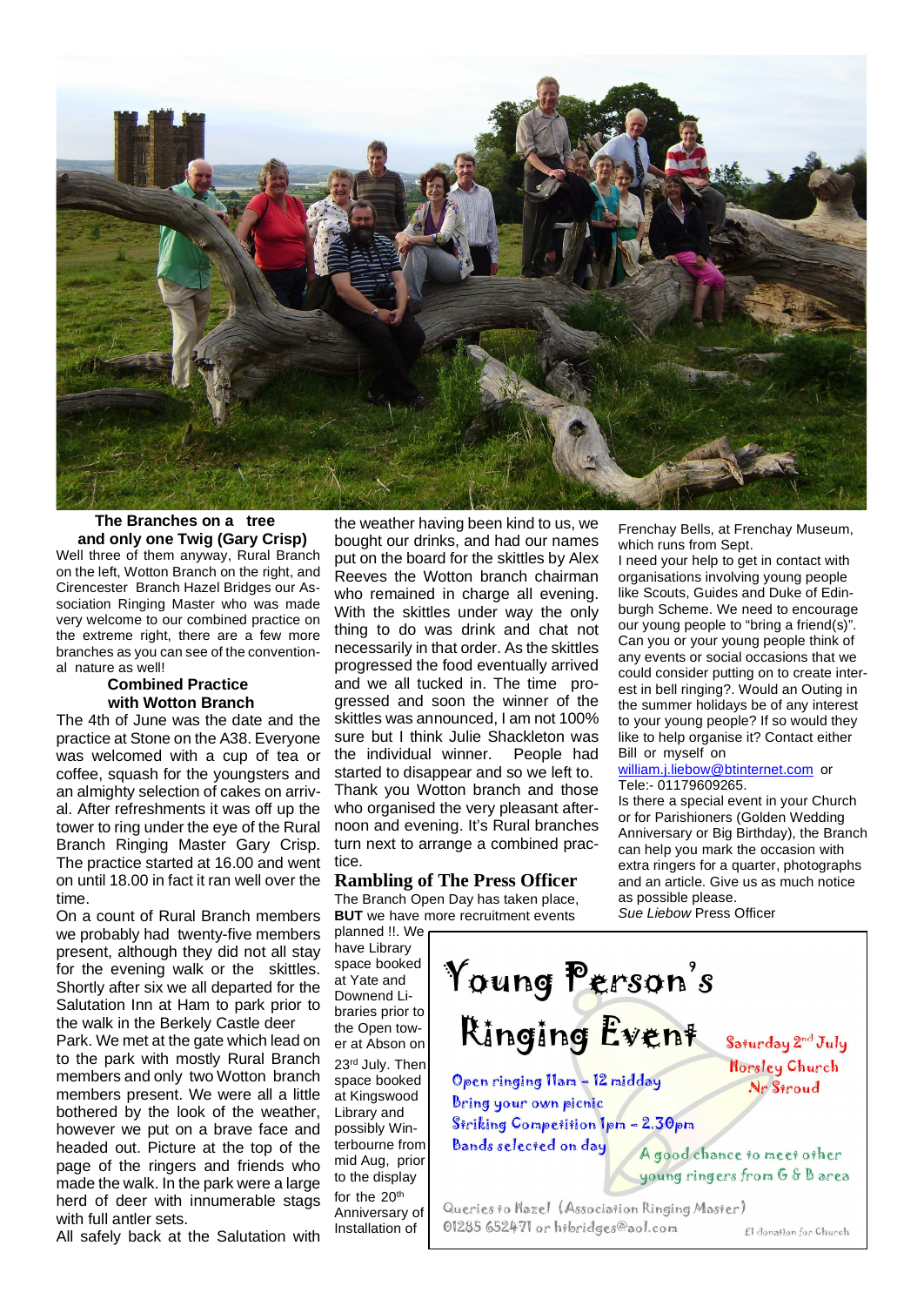**The Branches on a tree and only one Twig (Gary Crisp)**

Well three of them anyway, Rural Branch on the left, Wotton Branch on the right, and Cirencester Branch Hazel Bridges our Association Ringing Master who was made very welcome to our combined practice on the extreme right, there are a few more branches as you can see of the conventional nature as well!

**Combined Practice with Wotton Branch**

The 4th of June was the date and the practice at Stone on the A38. Everyone was welcomed with a cup of tea or coffee, squash for the youngsters and an almighty selection of cakes on arrival. After refreshments it was off up the tower to ring under the eye of the Rural Branch Ringing Master Gary Crisp. The practice started at 16.00 and went on until 18.00 in fact it ran well over the time.

On a count of Rural Branch members we probably had twenty-five members present, although they did not all stay for the evening walk or the skittles. Shortly after six we all departed for the Salutation Inn at Ham to park prior to the walk in the Berkely Castle deer Park. We met at the gate which lead on to the park with mostly Rural Branch members and only two Wotton branch members present. We were all a little bothered by the look of the weather, however we put on a brave face and headed out. Picture at the top of the page of the ringers and friends who made the walk. In the park were a large herd of deer with innumerable stags with full antler sets.

All safely back at the Salutation with the weather having been kind to us, we bought our drinks, and had our names put on the board for the skittles by Alex Reeves the Wotton branch chairman who remained in charge all evening. With the skittles under way the only thing to do was drink and chat not necessarily in that order. As the skittles progressed the food eventually arrived and we all tucked in. The time progressed and soon the winner of the skittles was announced, I am not 100% sure but I think Julie Shackleton was the individual winner. People had started to disappear and so we left to. Thank you Wotton branch and those who organised the very pleasant afternoon and evening. It's Rural branches turn next to arrange a combined practice.

## Rambling of The Press Officer

The Branch Open Day has taken place, **BUT** we have more recruitment events planned !!. We have Library space booked at Yate and Downend Libraries prior to the Open tower at Abson on 23rd July. Then space booked at Kingswood Library and possibly Winterbourne from mid Aug, prior to the display for the 20th Anniversary of Installation of Frenchay Bells, at Frenchay Museum, which runs from Sept.

I need your help to get in contact with organisations involving young people like Scouts, Guides and Duke of Edinburgh Scheme. We need to encourage our young people to "bring a friend(s)". Can you or your young people think of any events or social occasions that we could consider putting on to create interest in bell ringing?. Would an Outing in the summer holidays be of any interest to your young people? If so would they like to help organise it? Contact either Bill or myself on william.j.liebow@btinternet.com or Tele:- 01179609265.

Is there a special event in your Church or for Parishioners (Golden Wedding Anniversary or Big Birthday), the Branch can help you mark the occasion with extra ringers for a quarter, photographs and an article. Give us as much notice as possible please.

*Sue Liebow* Press Officer

---

**Young Person's Ringing Event**

Saturday 2nd July
Horsley Church
Nr Stroud

Open ringing 11am – 12 midday
Bring your own picnic
Striking Competition 1pm – 2.30pm
Bands selected on day

A good chance to meet other young ringers from G & B area

Queries to Hazel (Association Ringing Master)
01285 652471 or hibridges@aol.com

£1 donation for Church